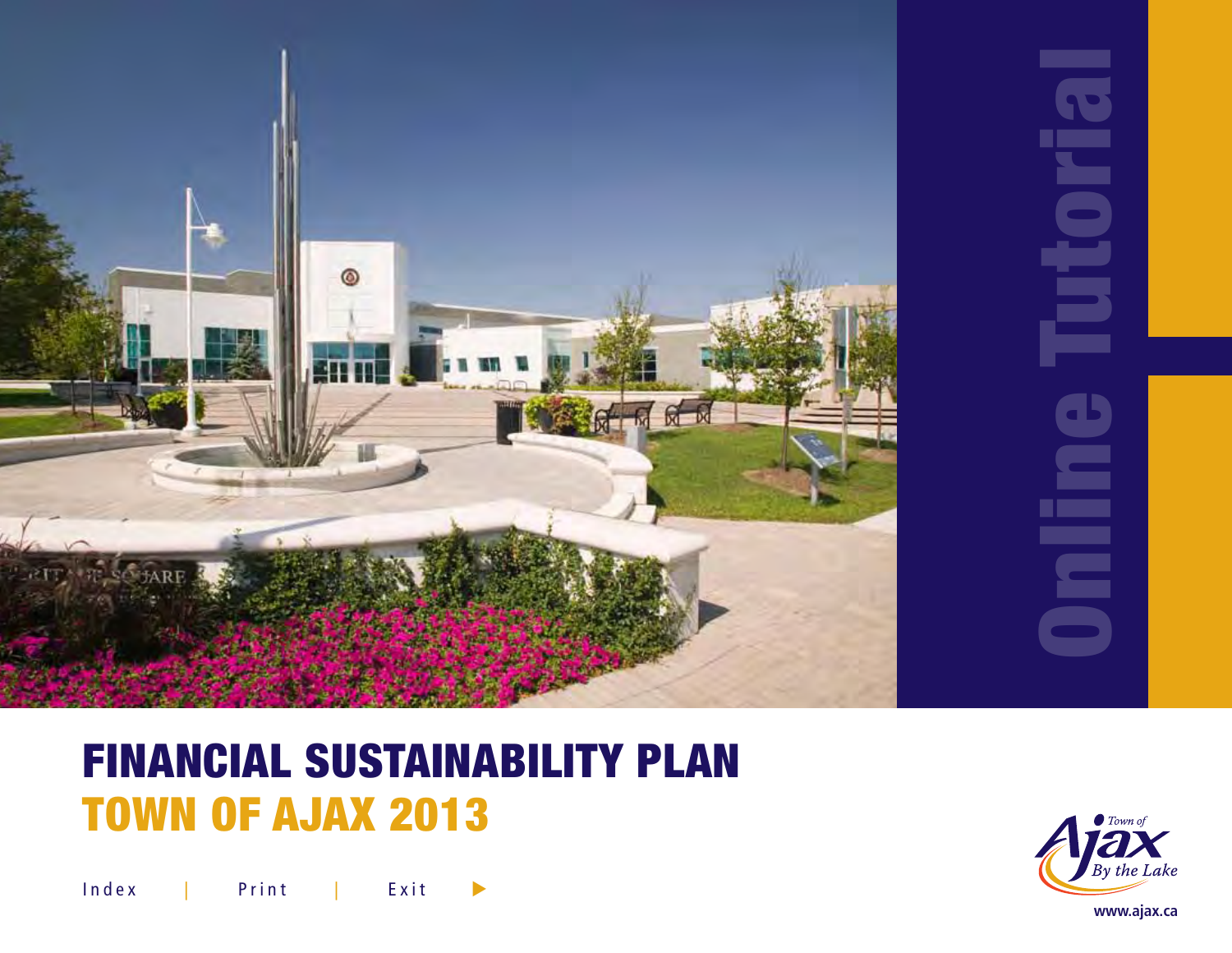Online Tutorial

# FINANCIAL SUSTAINABILITY PLAN
## TOWN OF AJAX 2013

Index | Print | Exit

Town of Ajax By the Lake

www.ajax.ca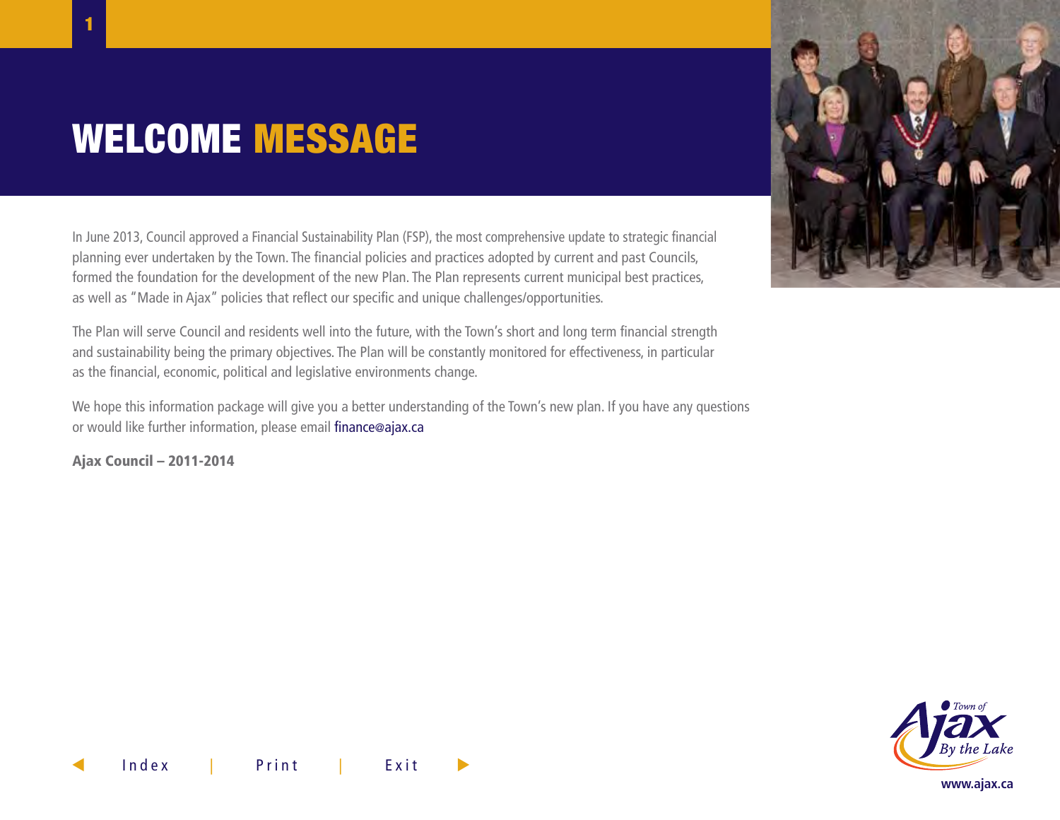# WELCOME MESSAGE

In June 2013, Council approved a Financial Sustainability Plan (FSP), the most comprehensive update to strategic financial planning ever undertaken by the Town. The financial policies and practices adopted by current and past Councils, formed the foundation for the development of the new Plan. The Plan represents current municipal best practices, as well as "Made in Ajax" policies that reflect our specific and unique challenges/opportunities.

The Plan will serve Council and residents well into the future, with the Town's short and long term financial strength and sustainability being the primary objectives. The Plan will be constantly monitored for effectiveness, in particular as the financial, economic, political and legislative environments change.

We hope this information package will give you a better understanding of the Town's new plan. If you have any questions or would like further information, please email finance@ajax.ca

**Ajax Council – 2011-2014**

Index | Print | Exit

Town of Ajax By the Lake

www.ajax.ca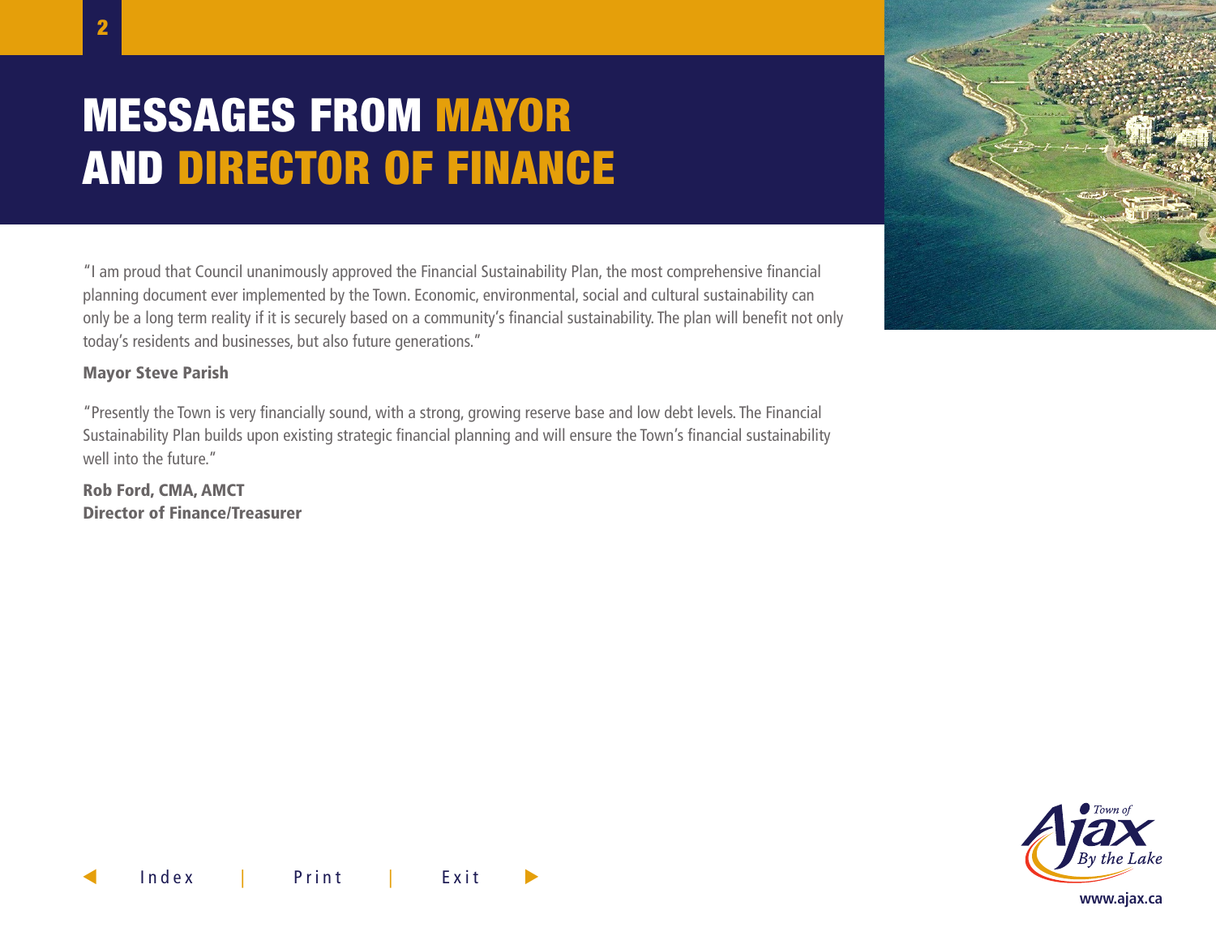# MESSAGES FROM MAYOR AND DIRECTOR OF FINANCE

"I am proud that Council unanimously approved the Financial Sustainability Plan, the most comprehensive financial planning document ever implemented by the Town. Economic, environmental, social and cultural sustainability can only be a long term reality if it is securely based on a community's financial sustainability. The plan will benefit not only today's residents and businesses, but also future generations."

**Mayor Steve Parish**

"Presently the Town is very financially sound, with a strong, growing reserve base and low debt levels. The Financial Sustainability Plan builds upon existing strategic financial planning and will ensure the Town's financial sustainability well into the future."

**Rob Ford, CMA, AMCT**
**Director of Finance/Treasurer**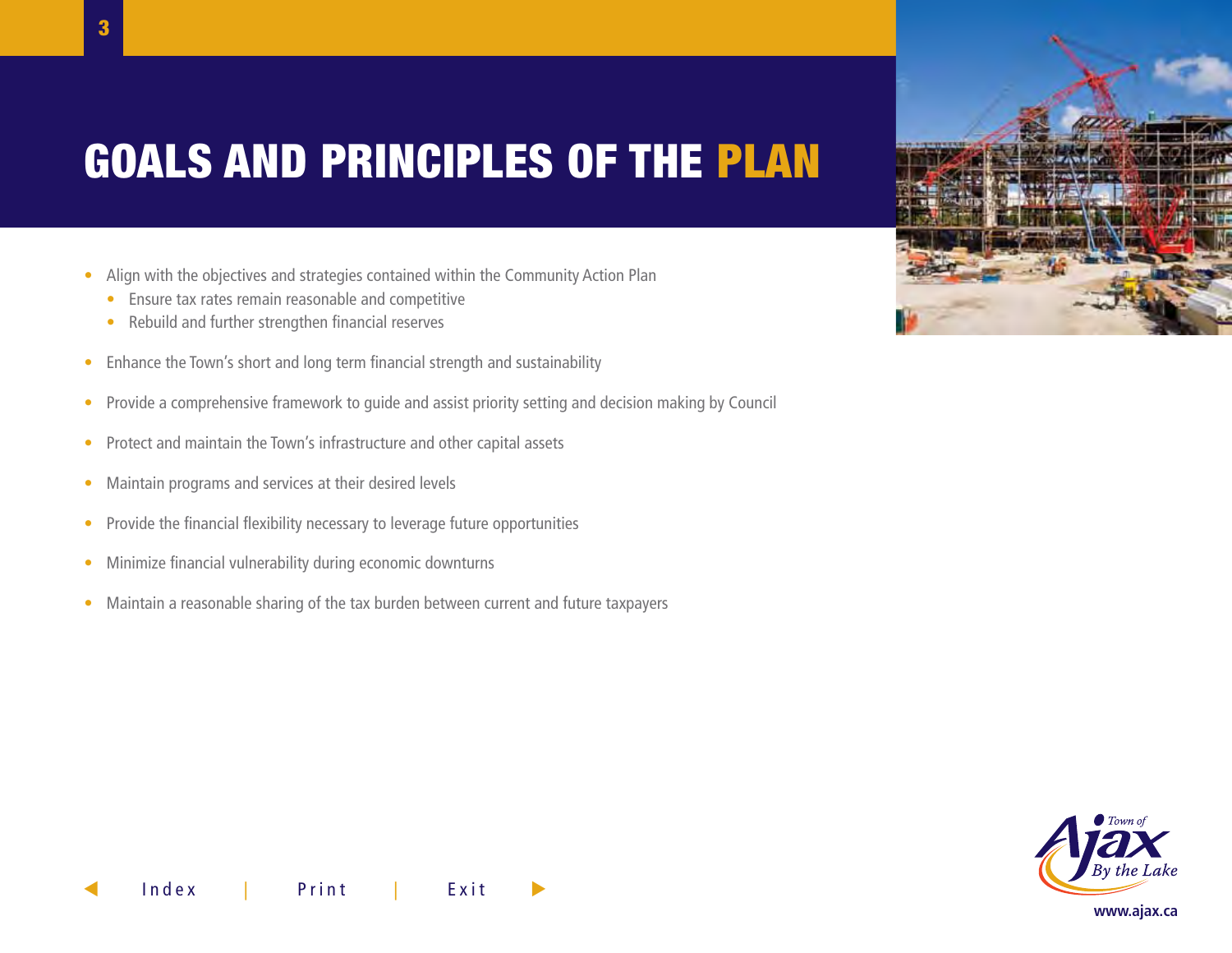# GOALS AND PRINCIPLES OF THE PLAN

- Align with the objectives and strategies contained within the Community Action Plan
  - Ensure tax rates remain reasonable and competitive
  - Rebuild and further strengthen financial reserves
- Enhance the Town's short and long term financial strength and sustainability
- Provide a comprehensive framework to guide and assist priority setting and decision making by Council
- Protect and maintain the Town's infrastructure and other capital assets
- Maintain programs and services at their desired levels
- Provide the financial flexibility necessary to leverage future opportunities
- Minimize financial vulnerability during economic downturns
- Maintain a reasonable sharing of the tax burden between current and future taxpayers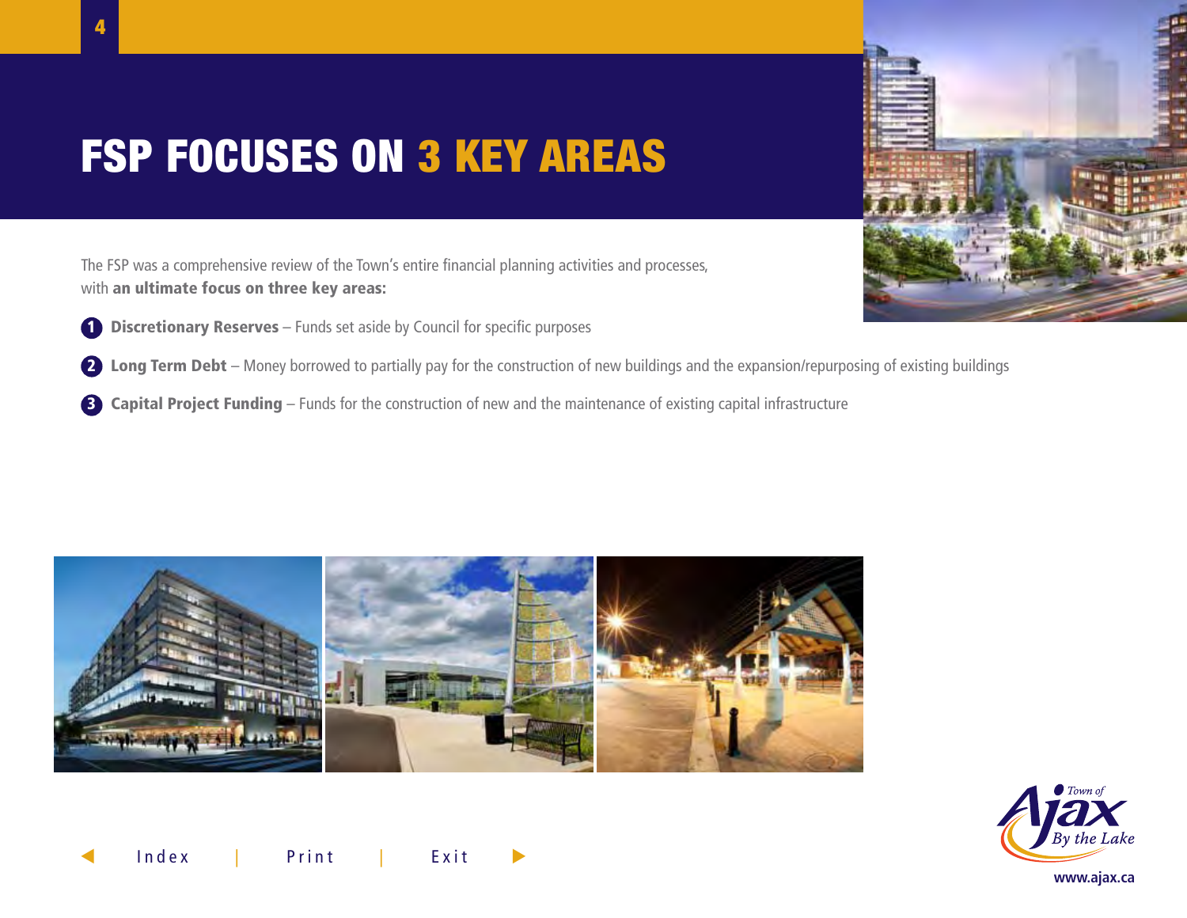# FSP FOCUSES ON 3 KEY AREAS

The FSP was a comprehensive review of the Town's entire financial planning activities and processes, with **an ultimate focus on three key areas:**

1. **Discretionary Reserves** – Funds set aside by Council for specific purposes
2. **Long Term Debt** – Money borrowed to partially pay for the construction of new buildings and the expansion/repurposing of existing buildings
3. **Capital Project Funding** – Funds for the construction of new and the maintenance of existing capital infrastructure

Index | Print | Exit

Town of Ajax By the Lake

www.ajax.ca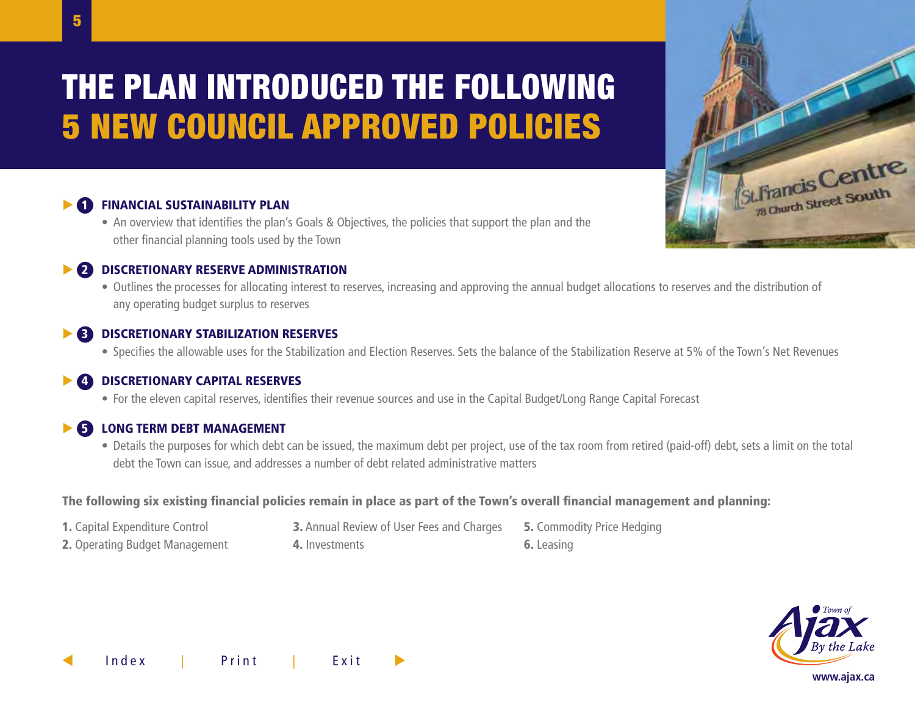# THE PLAN INTRODUCED THE FOLLOWING 5 NEW COUNCIL APPROVED POLICIES

### 1 FINANCIAL SUSTAINABILITY PLAN

- An overview that identifies the plan's Goals & Objectives, the policies that support the plan and the other financial planning tools used by the Town

### 2 DISCRETIONARY RESERVE ADMINISTRATION

- Outlines the processes for allocating interest to reserves, increasing and approving the annual budget allocations to reserves and the distribution of any operating budget surplus to reserves

### 3 DISCRETIONARY STABILIZATION RESERVES

- Specifies the allowable uses for the Stabilization and Election Reserves. Sets the balance of the Stabilization Reserve at 5% of the Town's Net Revenues

### 4 DISCRETIONARY CAPITAL RESERVES

- For the eleven capital reserves, identifies their revenue sources and use in the Capital Budget/Long Range Capital Forecast

### 5 LONG TERM DEBT MANAGEMENT

- Details the purposes for which debt can be issued, the maximum debt per project, use of the tax room from retired (paid-off) debt, sets a limit on the total debt the Town can issue, and addresses a number of debt related administrative matters

**The following six existing financial policies remain in place as part of the Town's overall financial management and planning:**

**1.** Capital Expenditure Control
**2.** Operating Budget Management
**3.** Annual Review of User Fees and Charges
**4.** Investments
**5.** Commodity Price Hedging
**6.** Leasing

Index | Print | Exit

Town of Ajax By the Lake

www.ajax.ca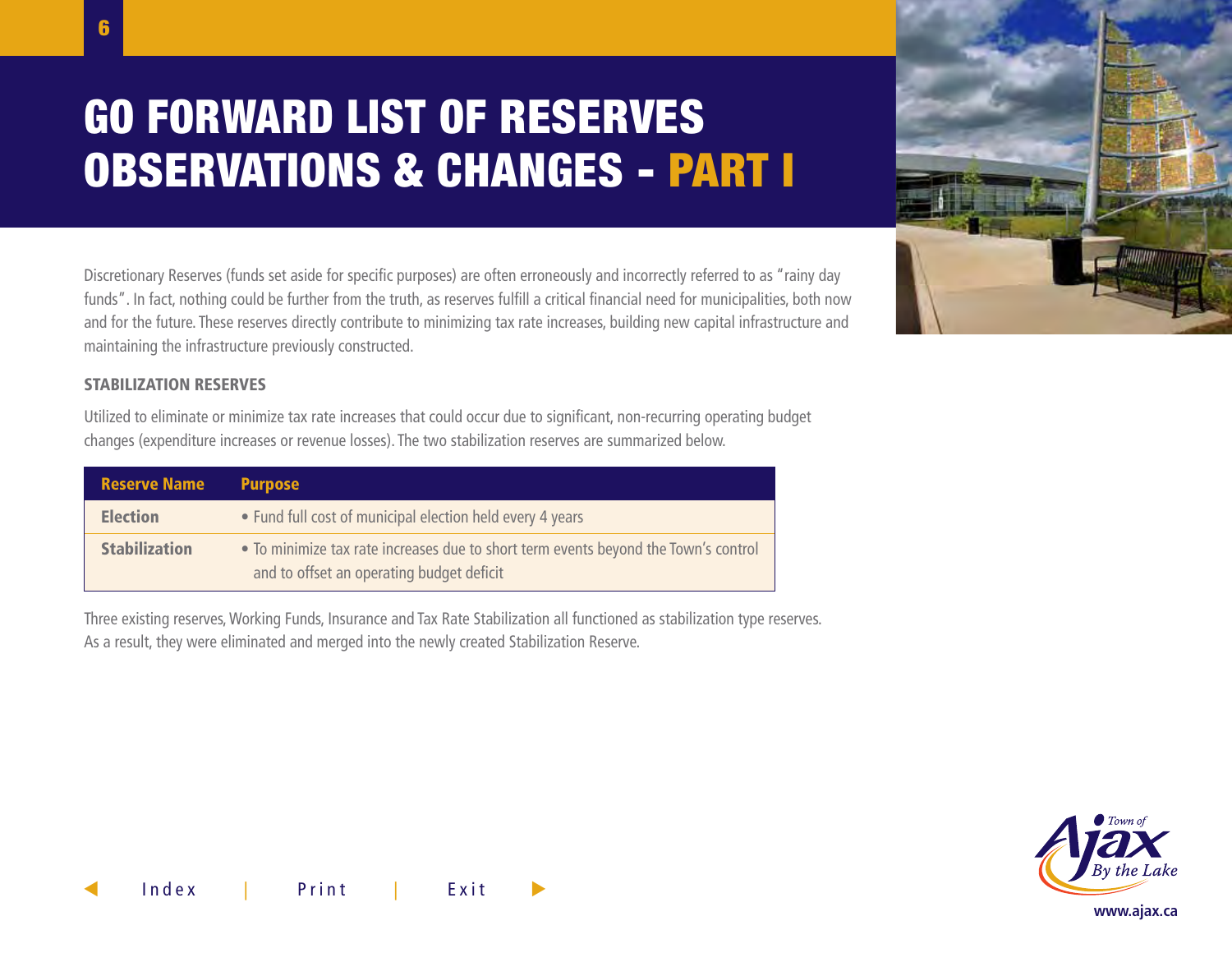# GO FORWARD LIST OF RESERVES OBSERVATIONS & CHANGES - PART I

Discretionary Reserves (funds set aside for specific purposes) are often erroneously and incorrectly referred to as "rainy day funds". In fact, nothing could be further from the truth, as reserves fulfill a critical financial need for municipalities, both now and for the future. These reserves directly contribute to minimizing tax rate increases, building new capital infrastructure and maintaining the infrastructure previously constructed.

### STABILIZATION RESERVES

Utilized to eliminate or minimize tax rate increases that could occur due to significant, non-recurring operating budget changes (expenditure increases or revenue losses). The two stabilization reserves are summarized below.

| Reserve Name | Purpose |
| --- | --- |
| **Election** | • Fund full cost of municipal election held every 4 years |
| **Stabilization** | • To minimize tax rate increases due to short term events beyond the Town's control and to offset an operating budget deficit |

Three existing reserves, Working Funds, Insurance and Tax Rate Stabilization all functioned as stabilization type reserves. As a result, they were eliminated and merged into the newly created Stabilization Reserve.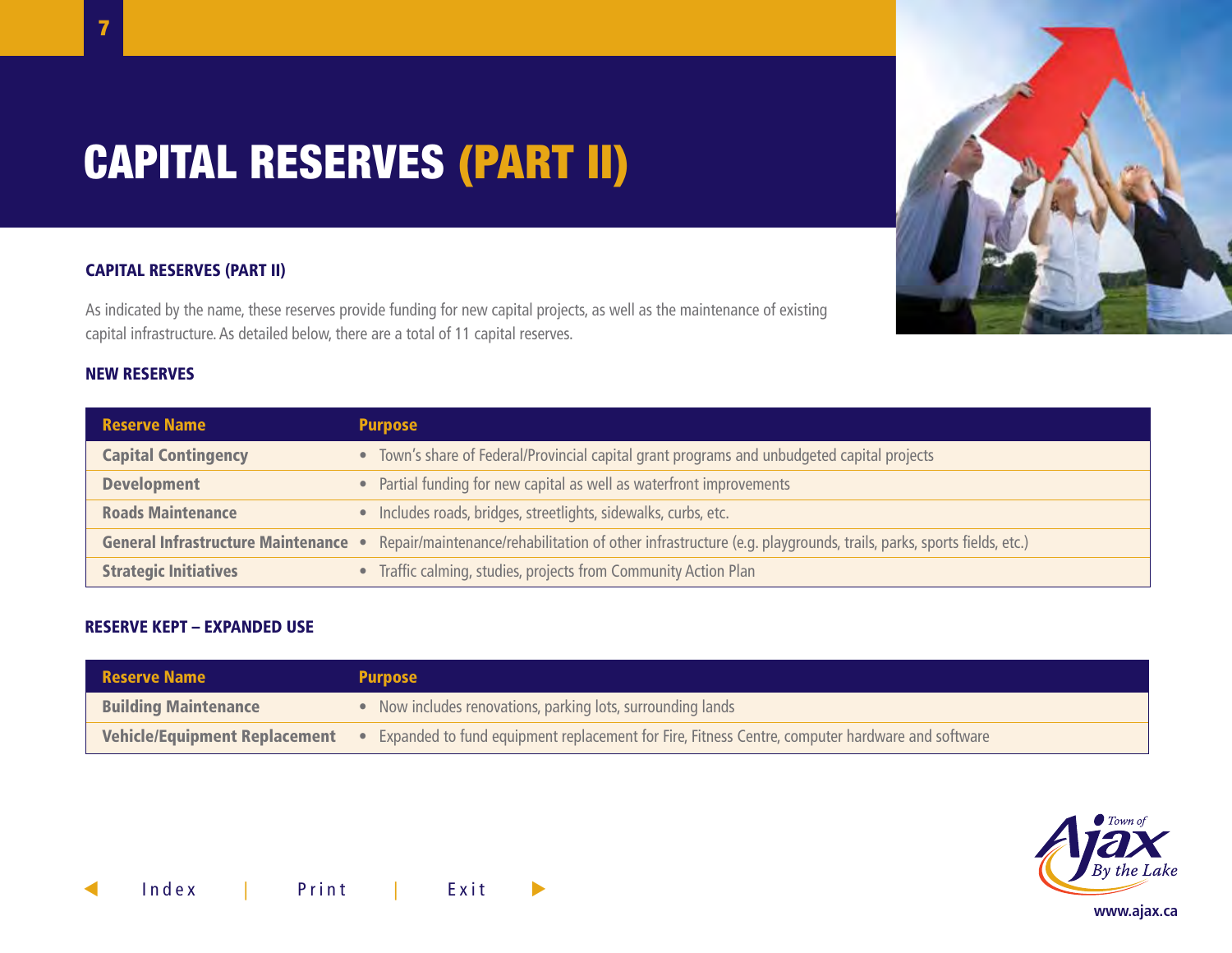// Verbatim-text instruction: tables and headings copied as printed; navigation footer and page number omitted.
# CAPITAL RESERVES (PART II)

### CAPITAL RESERVES (PART II)

As indicated by the name, these reserves provide funding for new capital projects, as well as the maintenance of existing capital infrastructure. As detailed below, there are a total of 11 capital reserves.

### NEW RESERVES

| Reserve Name | Purpose |
|---|---|
| Capital Contingency | • Town's share of Federal/Provincial capital grant programs and unbudgeted capital projects |
| Development | • Partial funding for new capital as well as waterfront improvements |
| Roads Maintenance | • Includes roads, bridges, streetlights, sidewalks, curbs, etc. |
| General Infrastructure Maintenance | • Repair/maintenance/rehabilitation of other infrastructure (e.g. playgrounds, trails, parks, sports fields, etc.) |
| Strategic Initiatives | • Traffic calming, studies, projects from Community Action Plan |

### RESERVE KEPT – EXPANDED USE

| Reserve Name | Purpose |
|---|---|
| Building Maintenance | • Now includes renovations, parking lots, surrounding lands |
| Vehicle/Equipment Replacement | • Expanded to fund equipment replacement for Fire, Fitness Centre, computer hardware and software |

Town of Ajax By the Lake

www.ajax.ca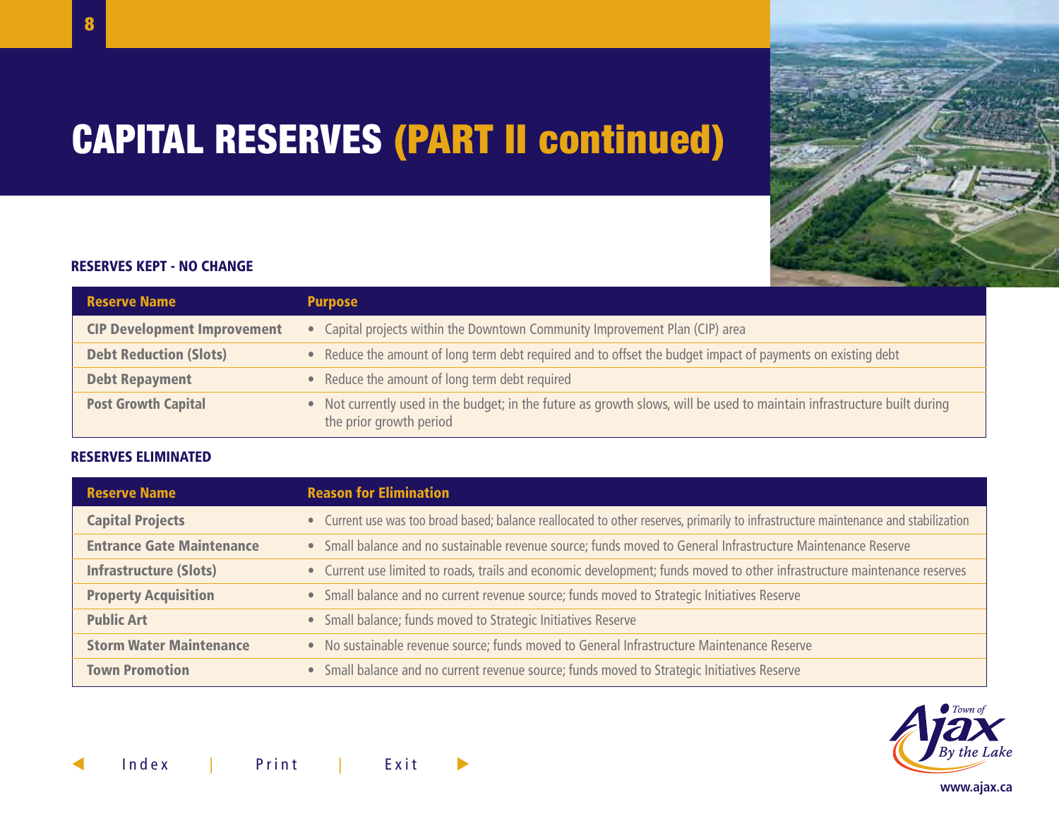# CAPITAL RESERVES (PART II continued)

### RESERVES KEPT - NO CHANGE

| Reserve Name | Purpose |
|---|---|
| **CIP Development Improvement** | • Capital projects within the Downtown Community Improvement Plan (CIP) area |
| **Debt Reduction (Slots)** | • Reduce the amount of long term debt required and to offset the budget impact of payments on existing debt |
| **Debt Repayment** | • Reduce the amount of long term debt required |
| **Post Growth Capital** | • Not currently used in the budget; in the future as growth slows, will be used to maintain infrastructure built during the prior growth period |

### RESERVES ELIMINATED

| Reserve Name | Reason for Elimination |
|---|---|
| **Capital Projects** | • Current use was too broad based; balance reallocated to other reserves, primarily to infrastructure maintenance and stabilization |
| **Entrance Gate Maintenance** | • Small balance and no sustainable revenue source; funds moved to General Infrastructure Maintenance Reserve |
| **Infrastructure (Slots)** | • Current use limited to roads, trails and economic development; funds moved to other infrastructure maintenance reserves |
| **Property Acquisition** | • Small balance and no current revenue source; funds moved to Strategic Initiatives Reserve |
| **Public Art** | • Small balance; funds moved to Strategic Initiatives Reserve |
| **Storm Water Maintenance** | • No sustainable revenue source; funds moved to General Infrastructure Maintenance Reserve |
| **Town Promotion** | • Small balance and no current revenue source; funds moved to Strategic Initiatives Reserve |

Index | Print | Exit

www.ajax.ca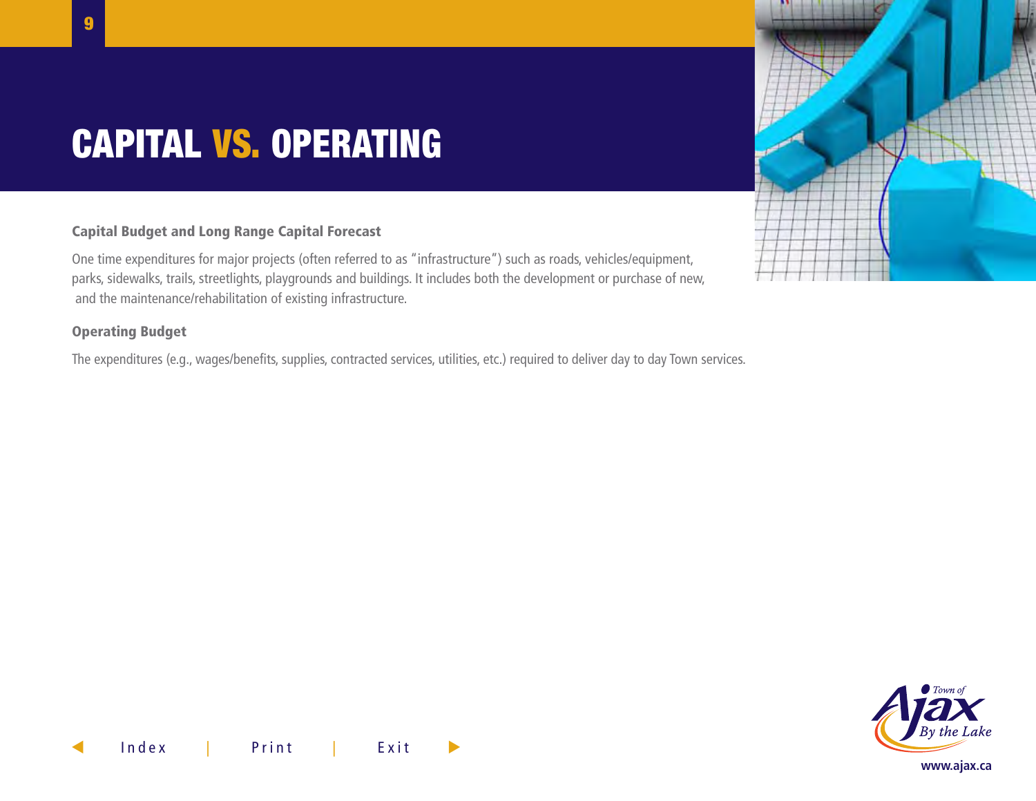# CAPITAL VS. OPERATING

### Capital Budget and Long Range Capital Forecast

One time expenditures for major projects (often referred to as "infrastructure") such as roads, vehicles/equipment, parks, sidewalks, trails, streetlights, playgrounds and buildings. It includes both the development or purchase of new, and the maintenance/rehabilitation of existing infrastructure.

### Operating Budget

The expenditures (e.g., wages/benefits, supplies, contracted services, utilities, etc.) required to deliver day to day Town services.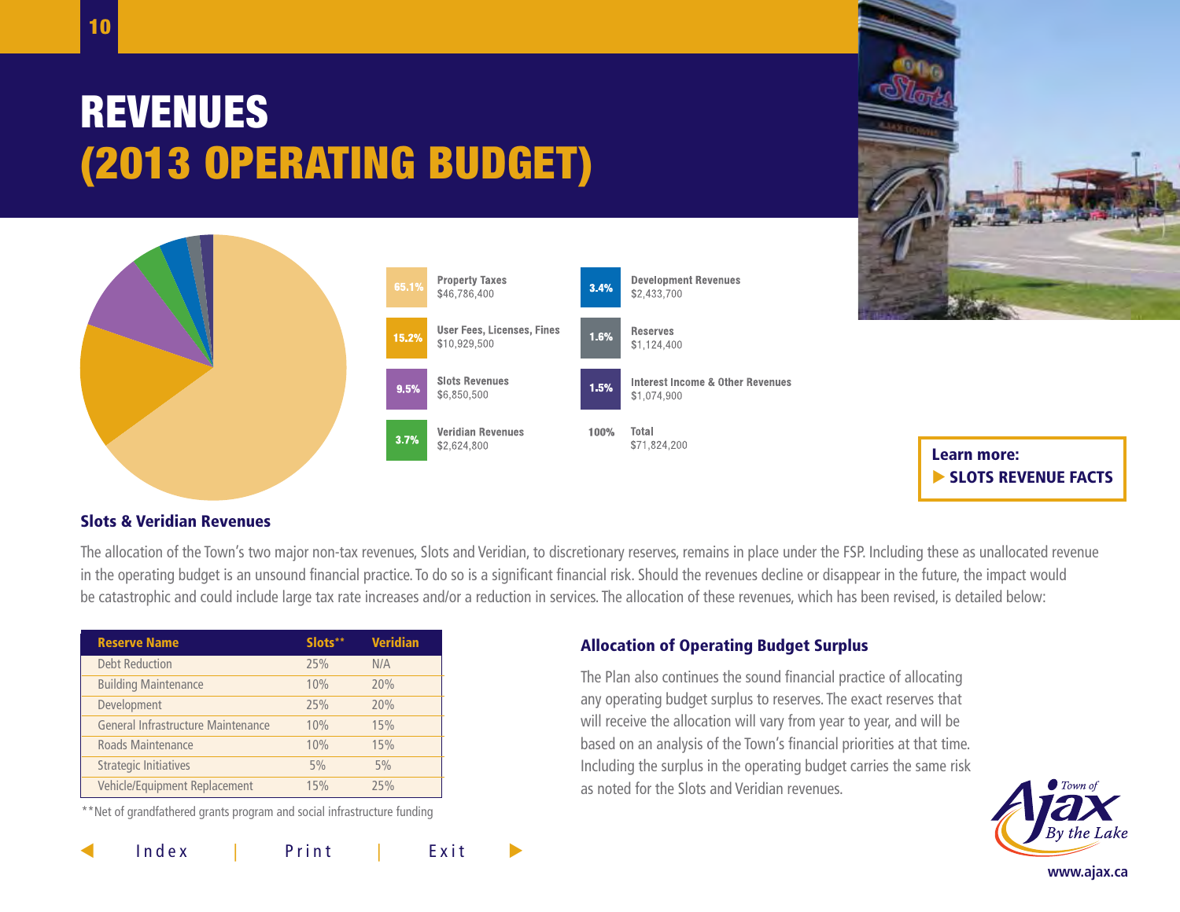# REVENUES (2013 OPERATING BUDGET)

65.1% Property Taxes $46,786,400

15.2% User Fees, Licenses, Fines $10,929,500

9.5% Slots Revenues $6,850,500

3.7% Veridian Revenues $2,624,800

3.4% Development Revenues $2,433,700

1.6% Reserves $1,124,400

1.5% Interest Income & Other Revenues $1,074,900

100% Total $71,824,200

Learn more:
▶ SLOTS REVENUE FACTS

### Slots & Veridian Revenues

The allocation of the Town's two major non-tax revenues, Slots and Veridian, to discretionary reserves, remains in place under the FSP. Including these as unallocated revenue in the operating budget is an unsound financial practice. To do so is a significant financial risk. Should the revenues decline or disappear in the future, the impact would be catastrophic and could include large tax rate increases and/or a reduction in services. The allocation of these revenues, which has been revised, is detailed below:

| Reserve Name | Slots** | Veridian |
|---|---|---|
| Debt Reduction | 25% | N/A |
| Building Maintenance | 10% | 20% |
| Development | 25% | 20% |
| General Infrastructure Maintenance | 10% | 15% |
| Roads Maintenance | 10% | 15% |
| Strategic Initiatives | 5% | 5% |
| Vehicle/Equipment Replacement | 15% | 25% |

**Net of grandfathered grants program and social infrastructure funding

### Allocation of Operating Budget Surplus

The Plan also continues the sound financial practice of allocating any operating budget surplus to reserves. The exact reserves that will receive the allocation will vary from year to year, and will be based on an analysis of the Town's financial priorities at that time. Including the surplus in the operating budget carries the same risk as noted for the Slots and Veridian revenues.

Index | Print | Exit

www.ajax.ca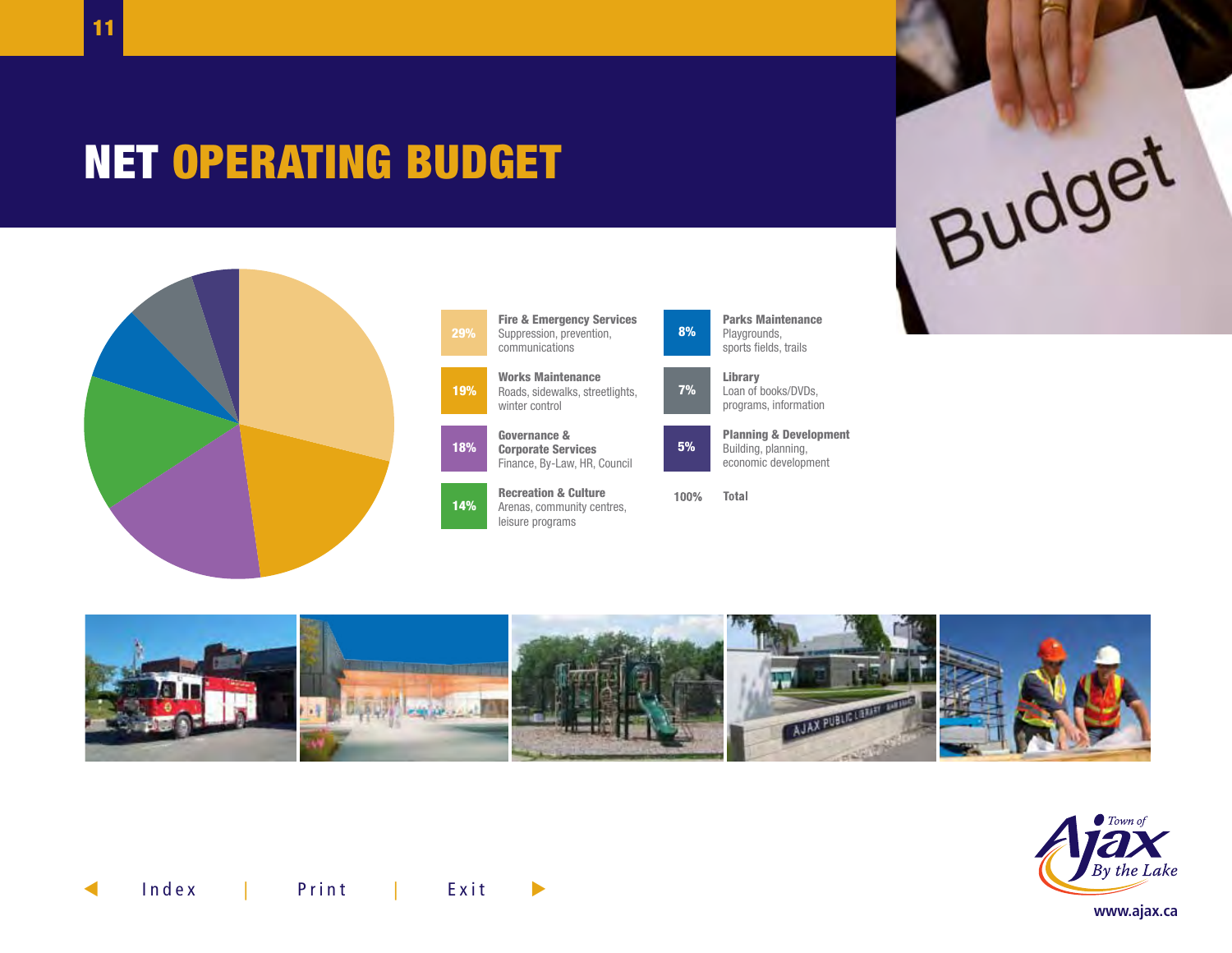# NET OPERATING BUDGET

29% **Fire & Emergency Services**
Suppression, prevention, communications

19% **Works Maintenance**
Roads, sidewalks, streetlights, winter control

18% **Governance & Corporate Services**
Finance, By-Law, HR, Council

14% **Recreation & Culture**
Arenas, community centres, leisure programs

8% **Parks Maintenance**
Playgrounds, sports fields, trails

7% **Library**
Loan of books/DVDs, programs, information

5% **Planning & Development**
Building, planning, economic development

100% **Total**

Index | Print | Exit

www.ajax.ca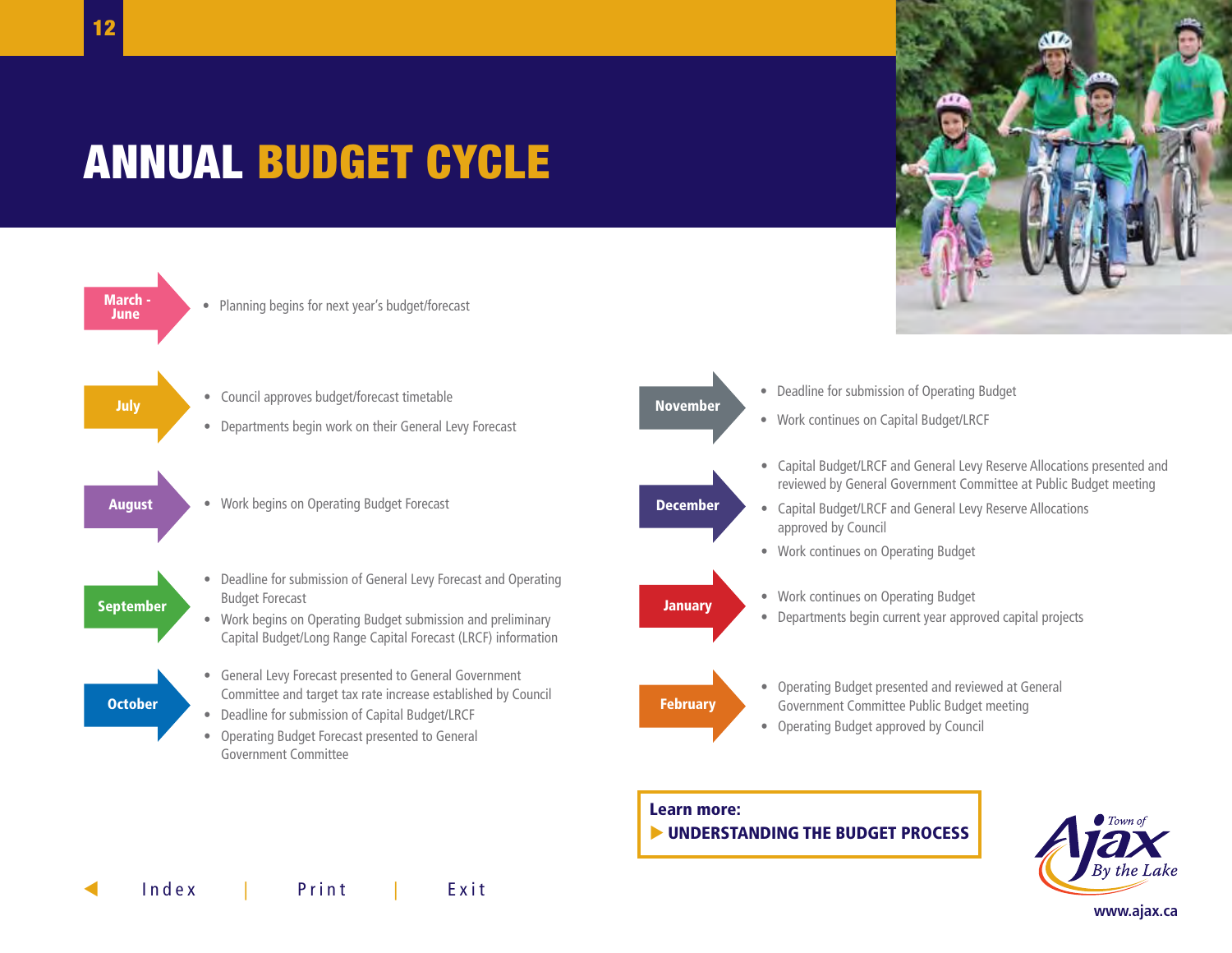# ANNUAL BUDGET CYCLE

**March - June**
- Planning begins for next year's budget/forecast

**July**
- Council approves budget/forecast timetable
- Departments begin work on their General Levy Forecast

**August**
- Work begins on Operating Budget Forecast

**September**
- Deadline for submission of General Levy Forecast and Operating Budget Forecast
- Work begins on Operating Budget submission and preliminary Capital Budget/Long Range Capital Forecast (LRCF) information

**October**
- General Levy Forecast presented to General Government Committee and target tax rate increase established by Council
- Deadline for submission of Capital Budget/LRCF
- Operating Budget Forecast presented to General Government Committee

**November**
- Deadline for submission of Operating Budget
- Work continues on Capital Budget/LRCF

**December**
- Capital Budget/LRCF and General Levy Reserve Allocations presented and reviewed by General Government Committee at Public Budget meeting
- Capital Budget/LRCF and General Levy Reserve Allocations approved by Council
- Work continues on Operating Budget

**January**
- Work continues on Operating Budget
- Departments begin current year approved capital projects

**February**
- Operating Budget presented and reviewed at General Government Committee Public Budget meeting
- Operating Budget approved by Council

**Learn more:**
**▶ UNDERSTANDING THE BUDGET PROCESS**

Index | Print | Exit

Town of Ajax By the Lake

www.ajax.ca